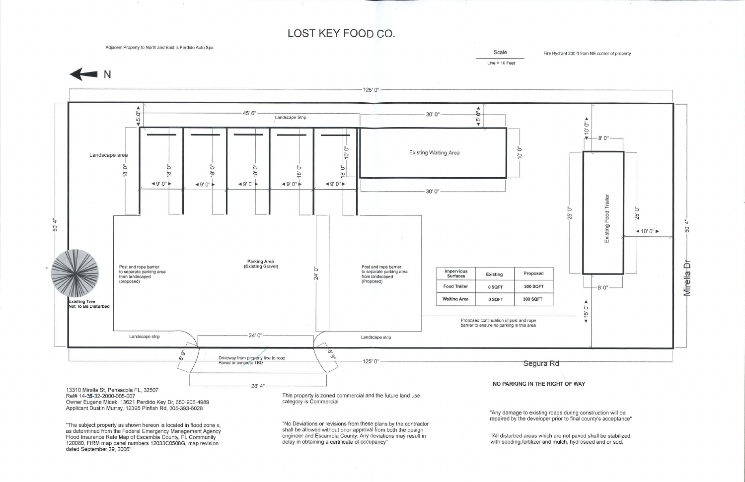# LOST KEY FOOD CO.

Adjacent Property to North and East is Perdido Auto Spa

Scale

Line = 10 Feet

Fire Hydrant 200 ft from NE corner of property

N

125' 0"

Landscape area

45' 6"

Landscape Strip

5' 0"

18' 0"

9' 0"

10' 0"

30' 0"

Existing Waiting Area

5' 0"

10' 0"

8' 0"

Existing Food Trailer

25' 0"

10' 0"

50' 4"

Mirella Dr

Parking Area (Existing Gravel)

24' 0"

Post and rope barrier to separate parking area from landscaped (proposed)

Post and rope barrier to separate parking area from landscaped (Proposed)

Existing Tree Not To Be Disturbed

| Impervious Surfaces | Existing | Proposed |
|---|---|---|
| Food Trailer | 0 SQFT | 200 SQFT |
| Waiting Area | 0 SQFT | 300 SQFT |

Proposed continuation of post and rope barrier to ensure no parking in this area

15' 0"

Landscape strip

5' 9"

Driveway from property line to road
Paved or concrete TBD

28' 4"

Segura Rd

**NO PARKING IN THE RIGHT OF WAY**

13310 Mirella St, Pensacola FL, 32507
Ref# 14-3S-32-2000-005-007
Owner Eugene Micek, 13621 Perdido Key Dr, 650-906-4989
Applicant Dustin Murray, 12395 Pinfish Rd, 305-393-6028

"The subject property as shown hereon is located in flood zone x, as determined from the Federal Emergency Management Agency Flood Insurance Rate Map of Escambia County, FL Community 120080, FIRM map panel numbers 12033C0508G, map revision dated September 29, 2006"

This property is zoned commercial and the future land use category is Commercial

"No Deviations or revisions from these plans by the contractor shall be allowed without prior approval from both the design engineer and Escambia County. Any deviations may result in delay in obtaining a certificate of occupancy"

"Any damage to existing roads during construction will be repaired by the developer prior to final county's acceptance"

"All disturbed areas which are not paved shall be stabilized with seeding,fertilizer and mulch, hydroseed and or sod: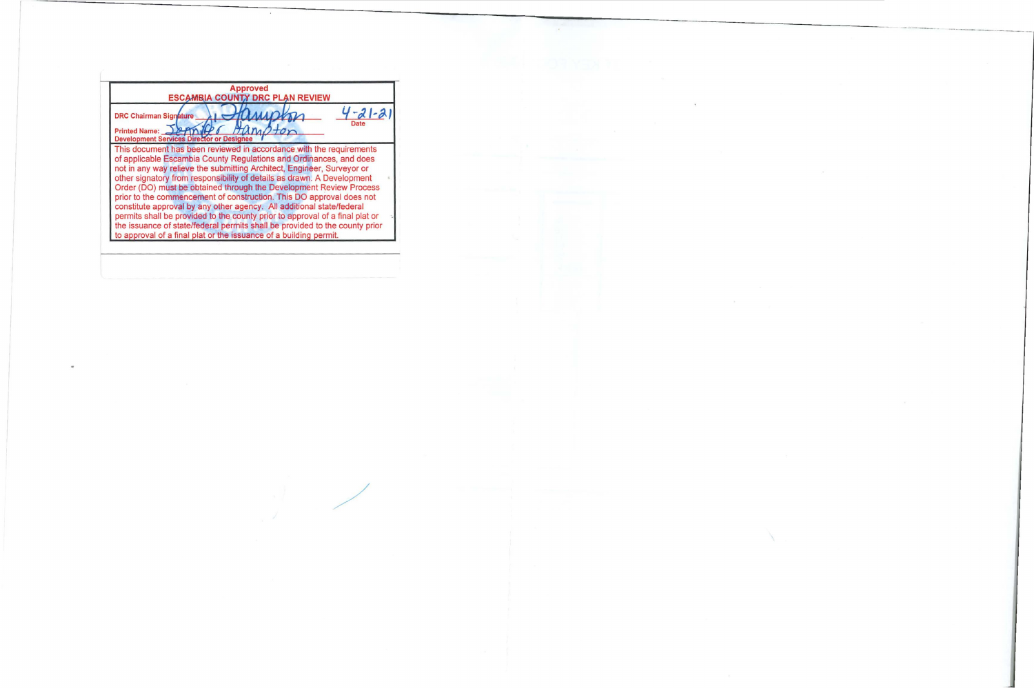**Approved**
**ESCAMBIA COUNTY DRC PLAN REVIEW**

**DRC Chairman Signature** J. Hampton **4-21-21**
**Date**

**Printed Name:** Jennifer Hampton
**Development Services Director or Designee**

This document has been reviewed in accordance with the requirements of applicable Escambia County Regulations and Ordinances, and does not in any way relieve the submitting Architect, Engineer, Surveyor or other signatory from responsibility of details as drawn. A Development Order (DO) must be obtained through the Development Review Process prior to the commencement of construction. This DO approval does not constitute approval by any other agency. All additional state/federal permits shall be provided to the county prior to approval of a final plat or the issuance of state/federal permits shall be provided to the county prior to approval of a final plat or the issuance of a building permit.